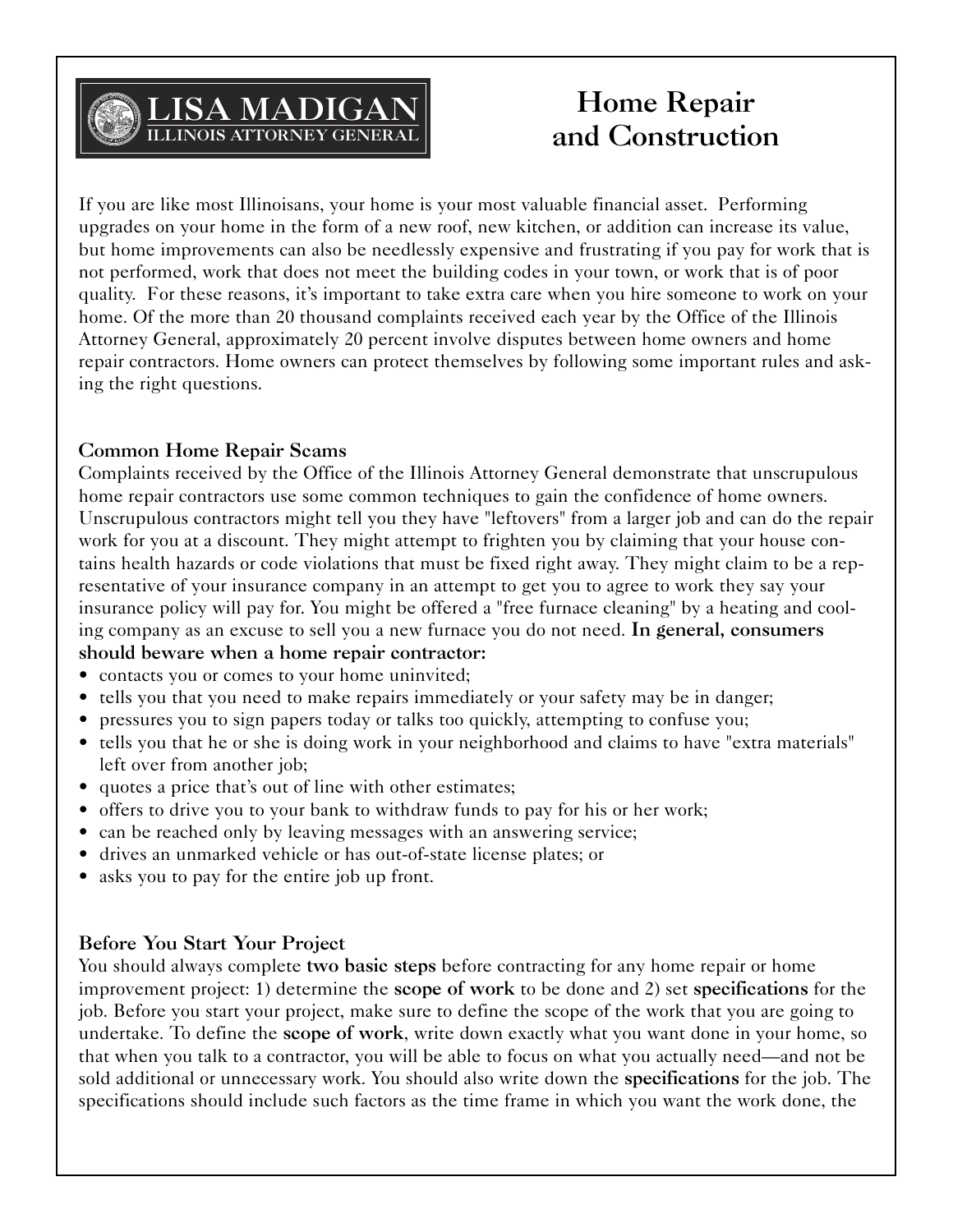LISA MADIGAN
ILLINOIS ATTORNEY GENERAL

# Home Repair and Construction

If you are like most Illinoisans, your home is your most valuable financial asset. Performing upgrades on your home in the form of a new roof, new kitchen, or addition can increase its value, but home improvements can also be needlessly expensive and frustrating if you pay for work that is not performed, work that does not meet the building codes in your town, or work that is of poor quality. For these reasons, it's important to take extra care when you hire someone to work on your home. Of the more than 20 thousand complaints received each year by the Office of the Illinois Attorney General, approximately 20 percent involve disputes between home owners and home repair contractors. Home owners can protect themselves by following some important rules and asking the right questions.

## Common Home Repair Scams

Complaints received by the Office of the Illinois Attorney General demonstrate that unscrupulous home repair contractors use some common techniques to gain the confidence of home owners. Unscrupulous contractors might tell you they have "leftovers" from a larger job and can do the repair work for you at a discount. They might attempt to frighten you by claiming that your house contains health hazards or code violations that must be fixed right away. They might claim to be a representative of your insurance company in an attempt to get you to agree to work they say your insurance policy will pay for. You might be offered a "free furnace cleaning" by a heating and cooling company as an excuse to sell you a new furnace you do not need. **In general, consumers should beware when a home repair contractor:**

- contacts you or comes to your home uninvited;
- tells you that you need to make repairs immediately or your safety may be in danger;
- pressures you to sign papers today or talks too quickly, attempting to confuse you;
- tells you that he or she is doing work in your neighborhood and claims to have "extra materials" left over from another job;
- quotes a price that's out of line with other estimates;
- offers to drive you to your bank to withdraw funds to pay for his or her work;
- can be reached only by leaving messages with an answering service;
- drives an unmarked vehicle or has out-of-state license plates; or
- asks you to pay for the entire job up front.

## Before You Start Your Project

You should always complete **two basic steps** before contracting for any home repair or home improvement project: 1) determine the **scope of work** to be done and 2) set **specifications** for the job. Before you start your project, make sure to define the scope of the work that you are going to undertake. To define the **scope of work**, write down exactly what you want done in your home, so that when you talk to a contractor, you will be able to focus on what you actually need—and not be sold additional or unnecessary work. You should also write down the **specifications** for the job. The specifications should include such factors as the time frame in which you want the work done, the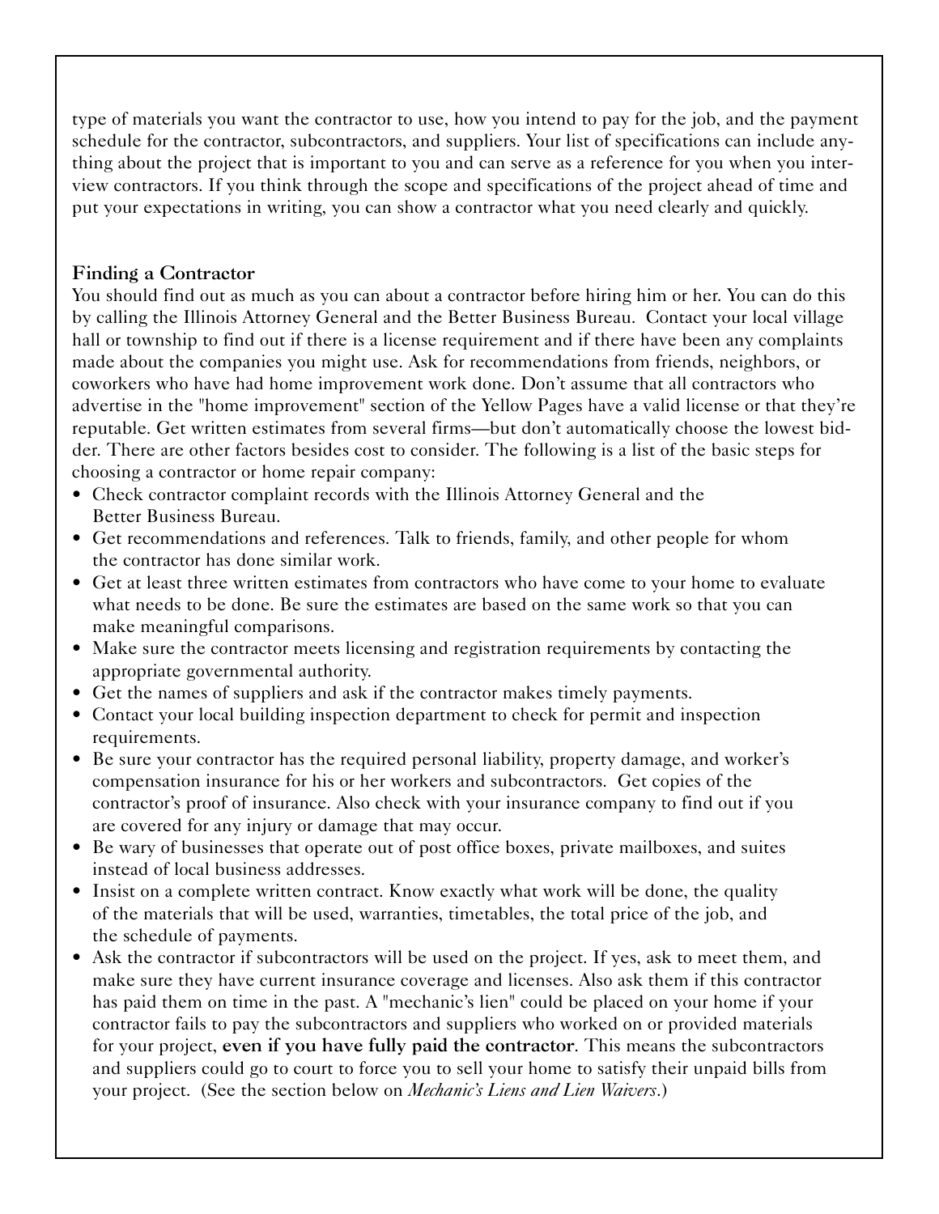type of materials you want the contractor to use, how you intend to pay for the job, and the payment schedule for the contractor, subcontractors, and suppliers. Your list of specifications can include anything about the project that is important to you and can serve as a reference for you when you interview contractors. If you think through the scope and specifications of the project ahead of time and put your expectations in writing, you can show a contractor what you need clearly and quickly.

### Finding a Contractor

You should find out as much as you can about a contractor before hiring him or her. You can do this by calling the Illinois Attorney General and the Better Business Bureau. Contact your local village hall or township to find out if there is a license requirement and if there have been any complaints made about the companies you might use. Ask for recommendations from friends, neighbors, or coworkers who have had home improvement work done. Don't assume that all contractors who advertise in the "home improvement" section of the Yellow Pages have a valid license or that they're reputable. Get written estimates from several firms—but don't automatically choose the lowest bidder. There are other factors besides cost to consider. The following is a list of the basic steps for choosing a contractor or home repair company:

- Check contractor complaint records with the Illinois Attorney General and the Better Business Bureau.
- Get recommendations and references. Talk to friends, family, and other people for whom the contractor has done similar work.
- Get at least three written estimates from contractors who have come to your home to evaluate what needs to be done. Be sure the estimates are based on the same work so that you can make meaningful comparisons.
- Make sure the contractor meets licensing and registration requirements by contacting the appropriate governmental authority.
- Get the names of suppliers and ask if the contractor makes timely payments.
- Contact your local building inspection department to check for permit and inspection requirements.
- Be sure your contractor has the required personal liability, property damage, and worker's compensation insurance for his or her workers and subcontractors. Get copies of the contractor's proof of insurance. Also check with your insurance company to find out if you are covered for any injury or damage that may occur.
- Be wary of businesses that operate out of post office boxes, private mailboxes, and suites instead of local business addresses.
- Insist on a complete written contract. Know exactly what work will be done, the quality of the materials that will be used, warranties, timetables, the total price of the job, and the schedule of payments.
- Ask the contractor if subcontractors will be used on the project. If yes, ask to meet them, and make sure they have current insurance coverage and licenses. Also ask them if this contractor has paid them on time in the past. A "mechanic's lien" could be placed on your home if your contractor fails to pay the subcontractors and suppliers who worked on or provided materials for your project, **even if you have fully paid the contractor**. This means the subcontractors and suppliers could go to court to force you to sell your home to satisfy their unpaid bills from your project. (See the section below on *Mechanic's Liens and Lien Waivers*.)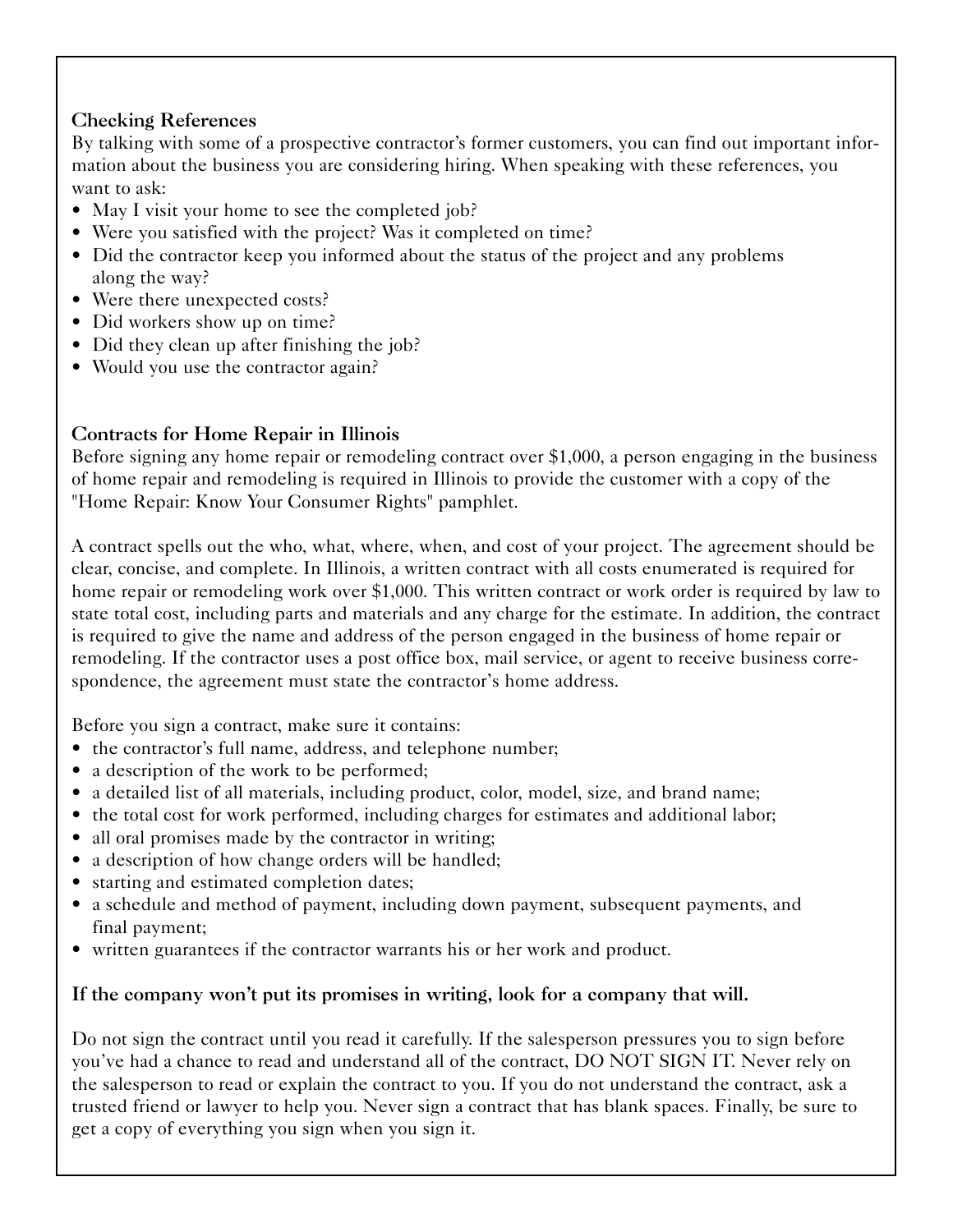### Checking References

By talking with some of a prospective contractor's former customers, you can find out important information about the business you are considering hiring. When speaking with these references, you want to ask:

- May I visit your home to see the completed job?
- Were you satisfied with the project? Was it completed on time?
- Did the contractor keep you informed about the status of the project and any problems along the way?
- Were there unexpected costs?
- Did workers show up on time?
- Did they clean up after finishing the job?
- Would you use the contractor again?

### Contracts for Home Repair in Illinois

Before signing any home repair or remodeling contract over $1,000, a person engaging in the business of home repair and remodeling is required in Illinois to provide the customer with a copy of the "Home Repair: Know Your Consumer Rights" pamphlet.

A contract spells out the who, what, where, when, and cost of your project. The agreement should be clear, concise, and complete. In Illinois, a written contract with all costs enumerated is required for home repair or remodeling work over $1,000. This written contract or work order is required by law to state total cost, including parts and materials and any charge for the estimate. In addition, the contract is required to give the name and address of the person engaged in the business of home repair or remodeling. If the contractor uses a post office box, mail service, or agent to receive business correspondence, the agreement must state the contractor's home address.

Before you sign a contract, make sure it contains:

- the contractor's full name, address, and telephone number;
- a description of the work to be performed;
- a detailed list of all materials, including product, color, model, size, and brand name;
- the total cost for work performed, including charges for estimates and additional labor;
- all oral promises made by the contractor in writing;
- a description of how change orders will be handled;
- starting and estimated completion dates;
- a schedule and method of payment, including down payment, subsequent payments, and final payment;
- written guarantees if the contractor warrants his or her work and product.

**If the company won't put its promises in writing, look for a company that will.**

Do not sign the contract until you read it carefully. If the salesperson pressures you to sign before you've had a chance to read and understand all of the contract, DO NOT SIGN IT. Never rely on the salesperson to read or explain the contract to you. If you do not understand the contract, ask a trusted friend or lawyer to help you. Never sign a contract that has blank spaces. Finally, be sure to get a copy of everything you sign when you sign it.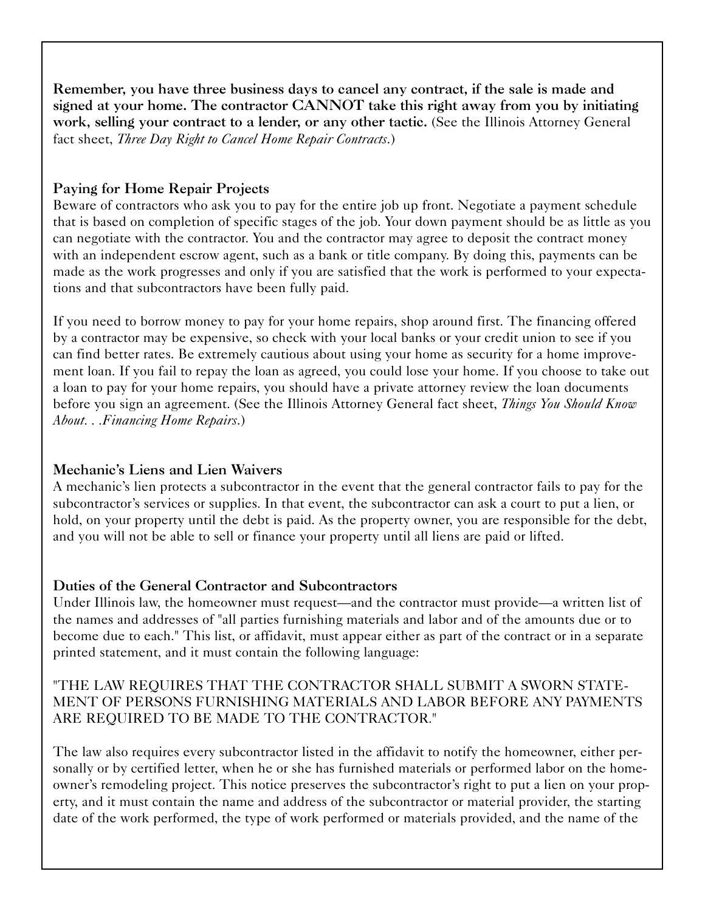**Remember, you have three business days to cancel any contract, if the sale is made and signed at your home. The contractor CANNOT take this right away from you by initiating work, selling your contract to a lender, or any other tactic.** (See the Illinois Attorney General fact sheet, *Three Day Right to Cancel Home Repair Contracts*.)

### Paying for Home Repair Projects

Beware of contractors who ask you to pay for the entire job up front. Negotiate a payment schedule that is based on completion of specific stages of the job. Your down payment should be as little as you can negotiate with the contractor. You and the contractor may agree to deposit the contract money with an independent escrow agent, such as a bank or title company. By doing this, payments can be made as the work progresses and only if you are satisfied that the work is performed to your expectations and that subcontractors have been fully paid.

If you need to borrow money to pay for your home repairs, shop around first. The financing offered by a contractor may be expensive, so check with your local banks or your credit union to see if you can find better rates. Be extremely cautious about using your home as security for a home improvement loan. If you fail to repay the loan as agreed, you could lose your home. If you choose to take out a loan to pay for your home repairs, you should have a private attorney review the loan documents before you sign an agreement. (See the Illinois Attorney General fact sheet, *Things You Should Know About. . .Financing Home Repairs*.)

### Mechanic's Liens and Lien Waivers

A mechanic's lien protects a subcontractor in the event that the general contractor fails to pay for the subcontractor's services or supplies. In that event, the subcontractor can ask a court to put a lien, or hold, on your property until the debt is paid. As the property owner, you are responsible for the debt, and you will not be able to sell or finance your property until all liens are paid or lifted.

### Duties of the General Contractor and Subcontractors

Under Illinois law, the homeowner must request—and the contractor must provide—a written list of the names and addresses of "all parties furnishing materials and labor and of the amounts due or to become due to each." This list, or affidavit, must appear either as part of the contract or in a separate printed statement, and it must contain the following language:

"THE LAW REQUIRES THAT THE CONTRACTOR SHALL SUBMIT A SWORN STATEMENT OF PERSONS FURNISHING MATERIALS AND LABOR BEFORE ANY PAYMENTS ARE REQUIRED TO BE MADE TO THE CONTRACTOR."

The law also requires every subcontractor listed in the affidavit to notify the homeowner, either personally or by certified letter, when he or she has furnished materials or performed labor on the homeowner's remodeling project. This notice preserves the subcontractor's right to put a lien on your property, and it must contain the name and address of the subcontractor or material provider, the starting date of the work performed, the type of work performed or materials provided, and the name of the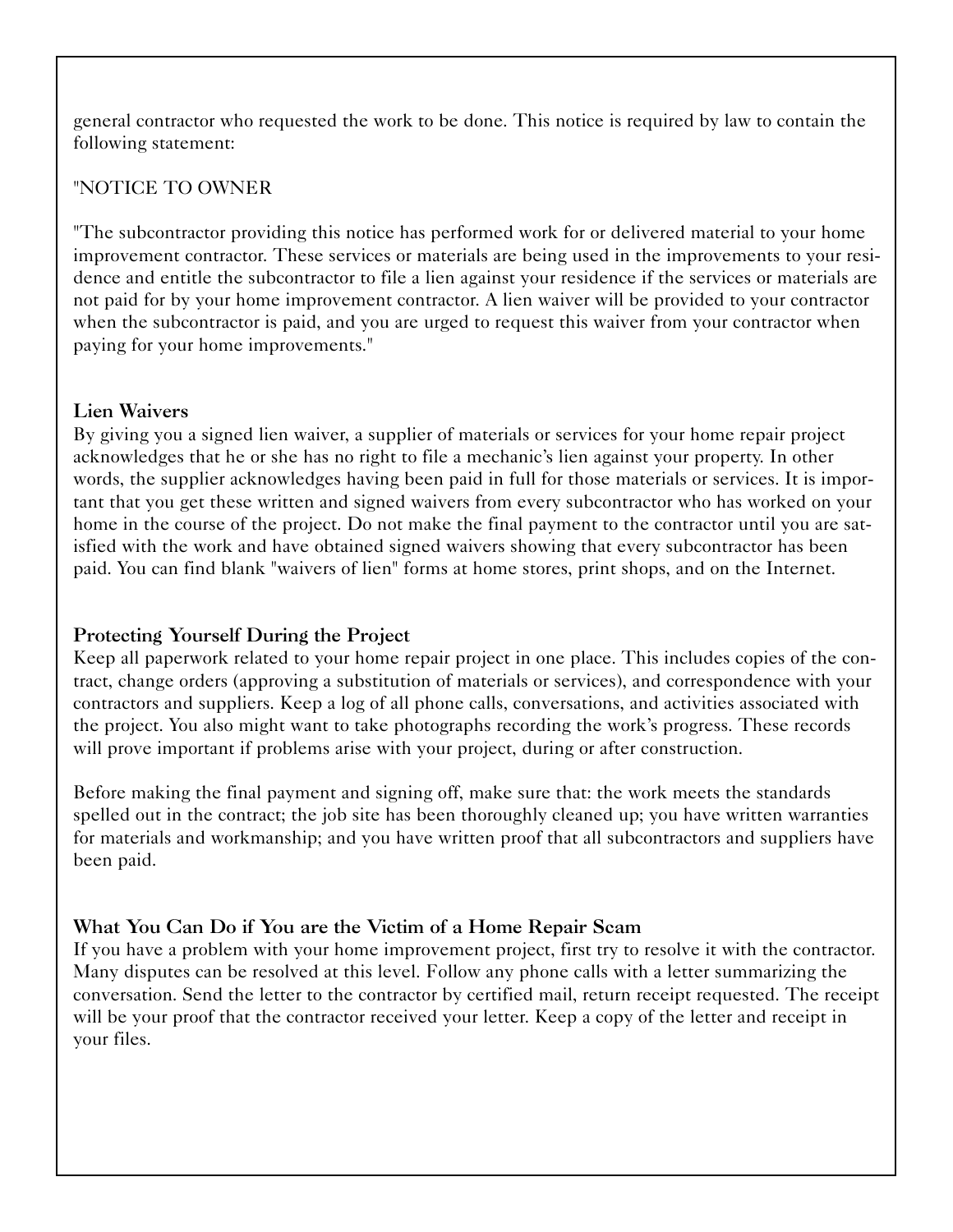general contractor who requested the work to be done. This notice is required by law to contain the following statement:

"NOTICE TO OWNER

"The subcontractor providing this notice has performed work for or delivered material to your home improvement contractor. These services or materials are being used in the improvements to your residence and entitle the subcontractor to file a lien against your residence if the services or materials are not paid for by your home improvement contractor. A lien waiver will be provided to your contractor when the subcontractor is paid, and you are urged to request this waiver from your contractor when paying for your home improvements."

### Lien Waivers

By giving you a signed lien waiver, a supplier of materials or services for your home repair project acknowledges that he or she has no right to file a mechanic's lien against your property. In other words, the supplier acknowledges having been paid in full for those materials or services. It is important that you get these written and signed waivers from every subcontractor who has worked on your home in the course of the project. Do not make the final payment to the contractor until you are satisfied with the work and have obtained signed waivers showing that every subcontractor has been paid. You can find blank "waivers of lien" forms at home stores, print shops, and on the Internet.

### Protecting Yourself During the Project

Keep all paperwork related to your home repair project in one place. This includes copies of the contract, change orders (approving a substitution of materials or services), and correspondence with your contractors and suppliers. Keep a log of all phone calls, conversations, and activities associated with the project. You also might want to take photographs recording the work's progress. These records will prove important if problems arise with your project, during or after construction.

Before making the final payment and signing off, make sure that: the work meets the standards spelled out in the contract; the job site has been thoroughly cleaned up; you have written warranties for materials and workmanship; and you have written proof that all subcontractors and suppliers have been paid.

### What You Can Do if You are the Victim of a Home Repair Scam

If you have a problem with your home improvement project, first try to resolve it with the contractor. Many disputes can be resolved at this level. Follow any phone calls with a letter summarizing the conversation. Send the letter to the contractor by certified mail, return receipt requested. The receipt will be your proof that the contractor received your letter. Keep a copy of the letter and receipt in your files.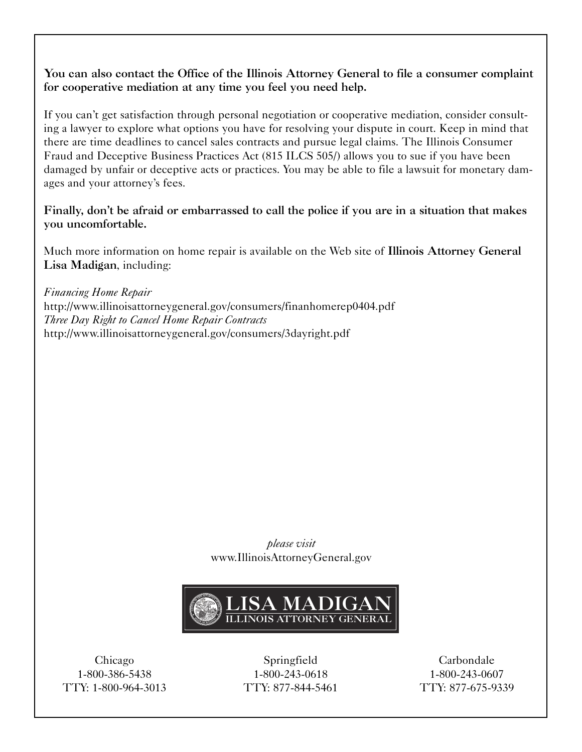**You can also contact the Office of the Illinois Attorney General to file a consumer complaint for cooperative mediation at any time you feel you need help.**

If you can't get satisfaction through personal negotiation or cooperative mediation, consider consulting a lawyer to explore what options you have for resolving your dispute in court. Keep in mind that there are time deadlines to cancel sales contracts and pursue legal claims. The Illinois Consumer Fraud and Deceptive Business Practices Act (815 ILCS 505/) allows you to sue if you have been damaged by unfair or deceptive acts or practices. You may be able to file a lawsuit for monetary damages and your attorney's fees.

**Finally, don't be afraid or embarrassed to call the police if you are in a situation that makes you uncomfortable.**

Much more information on home repair is available on the Web site of **Illinois Attorney General Lisa Madigan**, including:

*Financing Home Repair*
http://www.illinoisattorneygeneral.gov/consumers/finanhomerep0404.pdf
*Three Day Right to Cancel Home Repair Contracts*
http://www.illinoisattorneygeneral.gov/consumers/3dayright.pdf

*please visit*
www.IllinoisAttorneyGeneral.gov

LISA MADIGAN
ILLINOIS ATTORNEY GENERAL

Chicago
1-800-386-5438
TTY: 1-800-964-3013

Springfield
1-800-243-0618
TTY: 877-844-5461

Carbondale
1-800-243-0607
TTY: 877-675-9339